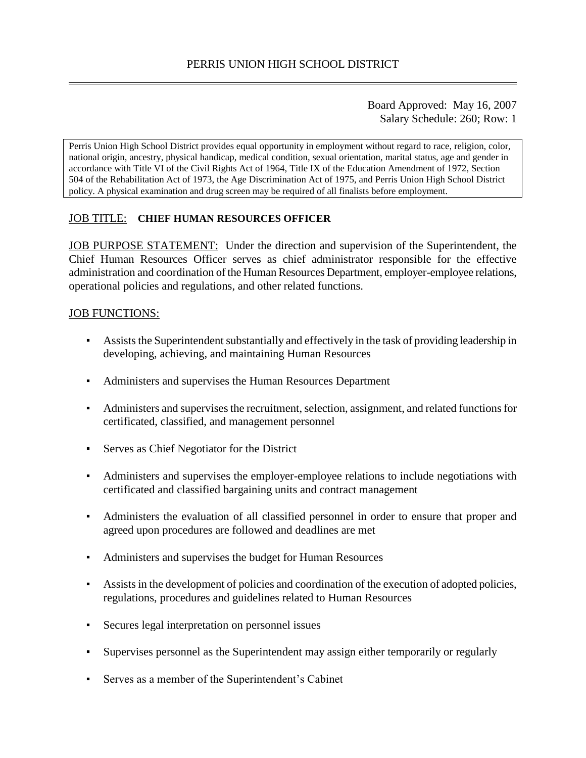# PERRIS UNION HIGH SCHOOL DISTRICT

Board Approved: May 16, 2007
Salary Schedule: 260; Row: 1

Perris Union High School District provides equal opportunity in employment without regard to race, religion, color, national origin, ancestry, physical handicap, medical condition, sexual orientation, marital status, age and gender in accordance with Title VI of the Civil Rights Act of 1964, Title IX of the Education Amendment of 1972, Section 504 of the Rehabilitation Act of 1973, the Age Discrimination Act of 1975, and Perris Union High School District policy. A physical examination and drug screen may be required of all finalists before employment.

JOB TITLE: **CHIEF HUMAN RESOURCES OFFICER**

JOB PURPOSE STATEMENT: Under the direction and supervision of the Superintendent, the Chief Human Resources Officer serves as chief administrator responsible for the effective administration and coordination of the Human Resources Department, employer-employee relations, operational policies and regulations, and other related functions.

JOB FUNCTIONS:

- Assists the Superintendent substantially and effectively in the task of providing leadership in developing, achieving, and maintaining Human Resources
- Administers and supervises the Human Resources Department
- Administers and supervises the recruitment, selection, assignment, and related functions for certificated, classified, and management personnel
- Serves as Chief Negotiator for the District
- Administers and supervises the employer-employee relations to include negotiations with certificated and classified bargaining units and contract management
- Administers the evaluation of all classified personnel in order to ensure that proper and agreed upon procedures are followed and deadlines are met
- Administers and supervises the budget for Human Resources
- Assists in the development of policies and coordination of the execution of adopted policies, regulations, procedures and guidelines related to Human Resources
- Secures legal interpretation on personnel issues
- Supervises personnel as the Superintendent may assign either temporarily or regularly
- Serves as a member of the Superintendent's Cabinet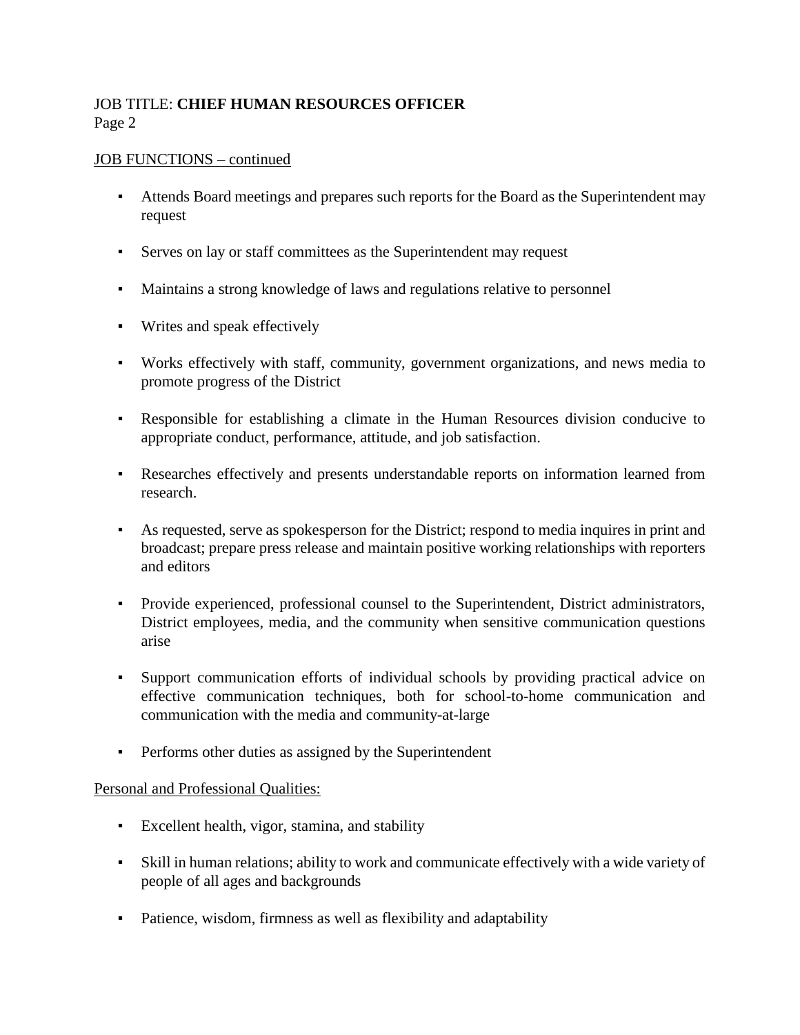JOB TITLE: **CHIEF HUMAN RESOURCES OFFICER**
Page 2

<u>JOB FUNCTIONS – continued</u>

- Attends Board meetings and prepares such reports for the Board as the Superintendent may request
- Serves on lay or staff committees as the Superintendent may request
- Maintains a strong knowledge of laws and regulations relative to personnel
- Writes and speak effectively
- Works effectively with staff, community, government organizations, and news media to promote progress of the District
- Responsible for establishing a climate in the Human Resources division conducive to appropriate conduct, performance, attitude, and job satisfaction.
- Researches effectively and presents understandable reports on information learned from research.
- As requested, serve as spokesperson for the District; respond to media inquires in print and broadcast; prepare press release and maintain positive working relationships with reporters and editors
- Provide experienced, professional counsel to the Superintendent, District administrators, District employees, media, and the community when sensitive communication questions arise
- Support communication efforts of individual schools by providing practical advice on effective communication techniques, both for school-to-home communication and communication with the media and community-at-large
- Performs other duties as assigned by the Superintendent

<u>Personal and Professional Qualities:</u>

- Excellent health, vigor, stamina, and stability
- Skill in human relations; ability to work and communicate effectively with a wide variety of people of all ages and backgrounds
- Patience, wisdom, firmness as well as flexibility and adaptability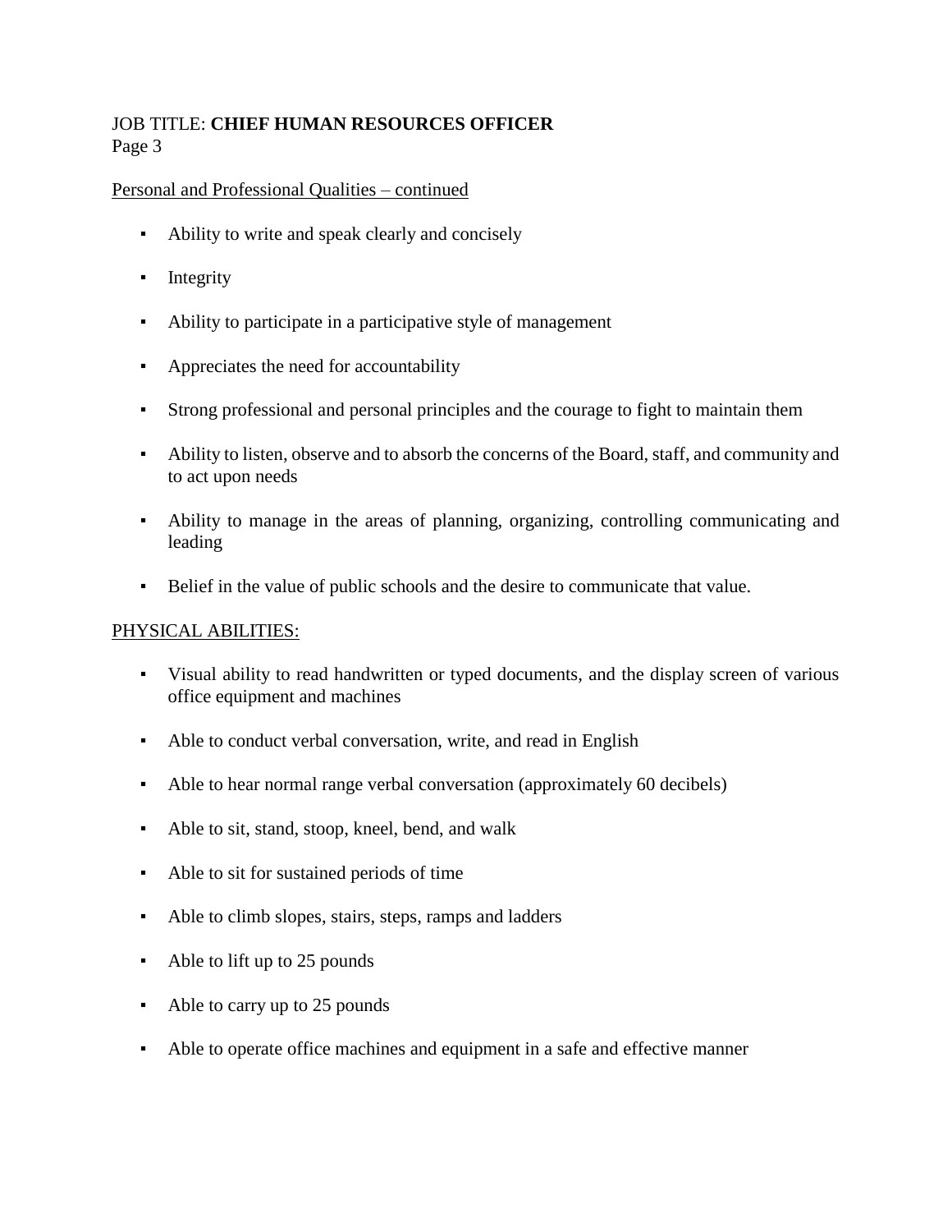JOB TITLE: **CHIEF HUMAN RESOURCES OFFICER**

Personal and Professional Qualities – continued

- Ability to write and speak clearly and concisely
- Integrity
- Ability to participate in a participative style of management
- Appreciates the need for accountability
- Strong professional and personal principles and the courage to fight to maintain them
- Ability to listen, observe and to absorb the concerns of the Board, staff, and community and to act upon needs
- Ability to manage in the areas of planning, organizing, controlling communicating and leading
- Belief in the value of public schools and the desire to communicate that value.

PHYSICAL ABILITIES:

- Visual ability to read handwritten or typed documents, and the display screen of various office equipment and machines
- Able to conduct verbal conversation, write, and read in English
- Able to hear normal range verbal conversation (approximately 60 decibels)
- Able to sit, stand, stoop, kneel, bend, and walk
- Able to sit for sustained periods of time
- Able to climb slopes, stairs, steps, ramps and ladders
- Able to lift up to 25 pounds
- Able to carry up to 25 pounds
- Able to operate office machines and equipment in a safe and effective manner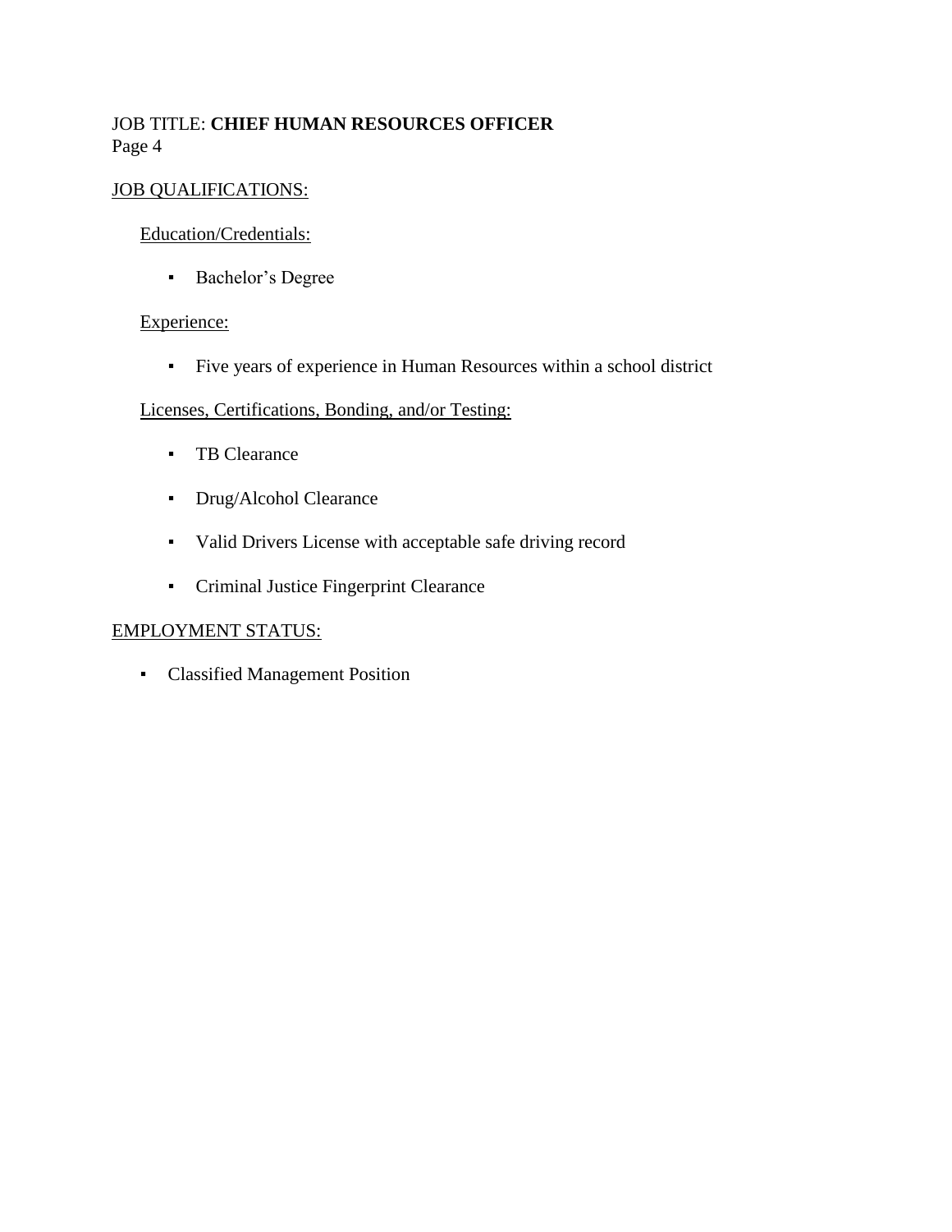## JOB QUALIFICATIONS:

### Education/Credentials:

- Bachelor's Degree

### Experience:

- Five years of experience in Human Resources within a school district

### Licenses, Certifications, Bonding, and/or Testing:

- TB Clearance
- Drug/Alcohol Clearance
- Valid Drivers License with acceptable safe driving record
- Criminal Justice Fingerprint Clearance

## EMPLOYMENT STATUS:

- Classified Management Position